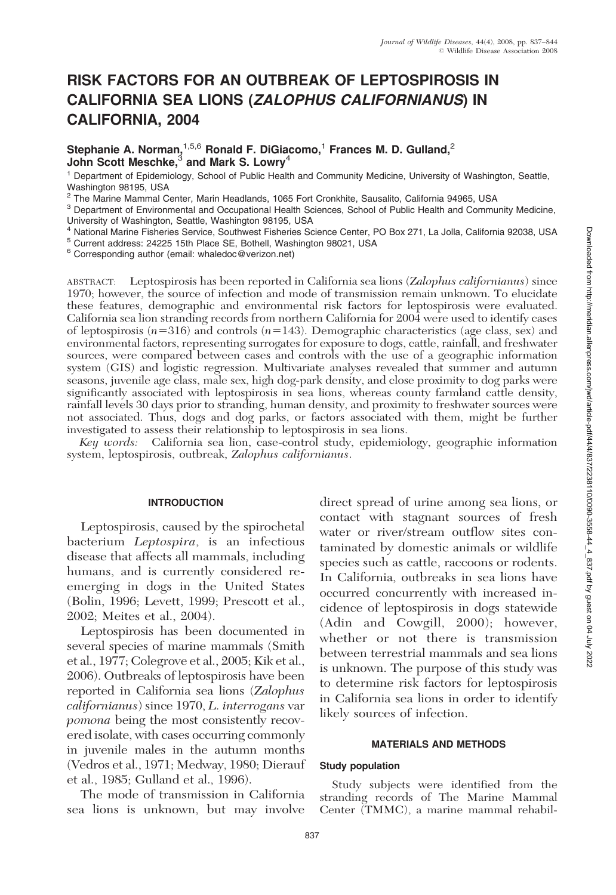# RISK FACTORS FOR AN OUTBREAK OF LEPTOSPIROSIS IN CALIFORNIA SEA LIONS (*ZALOPHUS CALIFORNIANUS*) IN CALIFORNIA, 2004

**Stephanie A. Norman,[1,5,6] Ronald F. DiGiacomo,[1] Frances M. D. Gulland,[2] John Scott Meschke,[3] and Mark S. Lowry[4]**

[1] Department of Epidemiology, School of Public Health and Community Medicine, University of Washington, Seattle, Washington 98195, USA
[2] The Marine Mammal Center, Marin Headlands, 1065 Fort Cronkhite, Sausalito, California 94965, USA
[3] Department of Environmental and Occupational Health Sciences, School of Public Health and Community Medicine, University of Washington, Seattle, Washington 98195, USA
[4] National Marine Fisheries Service, Southwest Fisheries Science Center, PO Box 271, La Jolla, California 92038, USA
[5] Current address: 24225 15th Place SE, Bothell, Washington 98021, USA
[6] Corresponding author (email: whaledoc@verizon.net)

ABSTRACT: Leptospirosis has been reported in California sea lions (*Zalophus californianus*) since 1970; however, the source of infection and mode of transmission remain unknown. To elucidate these features, demographic and environmental risk factors for leptospirosis were evaluated. California sea lion stranding records from northern California for 2004 were used to identify cases of leptospirosis ($n=316$) and controls ($n=143$). Demographic characteristics (age class, sex) and environmental factors, representing surrogates for exposure to dogs, cattle, rainfall, and freshwater sources, were compared between cases and controls with the use of a geographic information system (GIS) and logistic regression. Multivariate analyses revealed that summer and autumn seasons, juvenile age class, male sex, high dog-park density, and close proximity to dog parks were significantly associated with leptospirosis in sea lions, whereas county farmland cattle density, rainfall levels 30 days prior to stranding, human density, and proximity to freshwater sources were not associated. Thus, dogs and dog parks, or factors associated with them, might be further investigated to assess their relationship to leptospirosis in sea lions.

*Key words:* California sea lion, case-control study, epidemiology, geographic information system, leptospirosis, outbreak, *Zalophus californianus*.

## INTRODUCTION

Leptospirosis, caused by the spirochetal bacterium *Leptospira*, is an infectious disease that affects all mammals, including humans, and is currently considered re-emerging in dogs in the United States (Bolin, 1996; Levett, 1999; Prescott et al., 2002; Meites et al., 2004).

Leptospirosis has been documented in several species of marine mammals (Smith et al., 1977; Colegrove et al., 2005; Kik et al., 2006). Outbreaks of leptospirosis have been reported in California sea lions (*Zalophus californianus*) since 1970, *L. interrogans* var *pomona* being the most consistently recovered isolate, with cases occurring commonly in juvenile males in the autumn months (Vedros et al., 1971; Medway, 1980; Dierauf et al., 1985; Gulland et al., 1996).

The mode of transmission in California sea lions is unknown, but may involve direct spread of urine among sea lions, or contact with stagnant sources of fresh water or river/stream outflow sites contaminated by domestic animals or wildlife species such as cattle, raccoons or rodents. In California, outbreaks in sea lions have occurred concurrently with increased incidence of leptospirosis in dogs statewide (Adin and Cowgill, 2000); however, whether or not there is transmission between terrestrial mammals and sea lions is unknown. The purpose of this study was to determine risk factors for leptospirosis in California sea lions in order to identify likely sources of infection.

## MATERIALS AND METHODS

### Study population

Study subjects were identified from the stranding records of The Marine Mammal Center (TMMC), a marine mammal rehabil-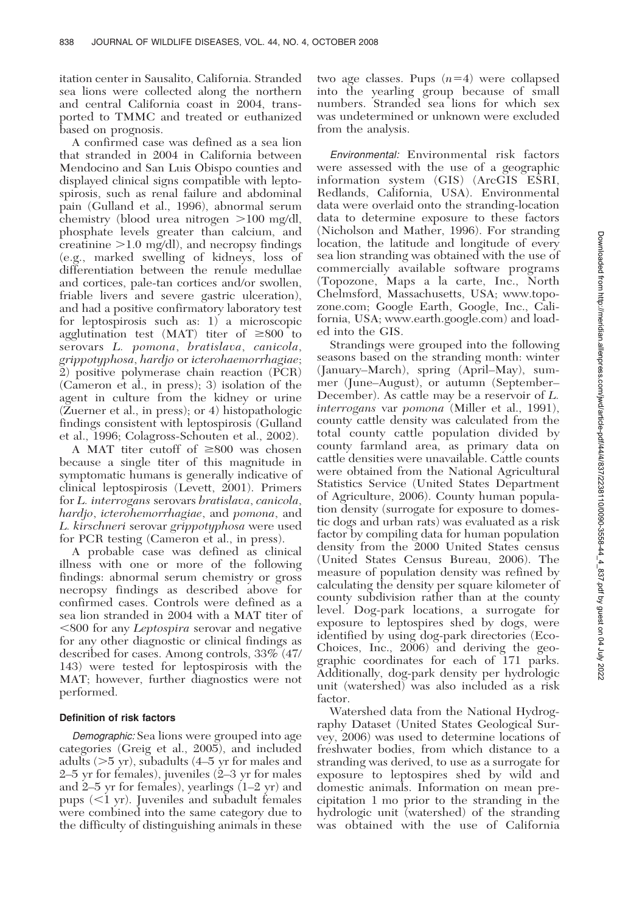itation center in Sausalito, California. Stranded sea lions were collected along the northern and central California coast in 2004, transported to TMMC and treated or euthanized based on prognosis.

A confirmed case was defined as a sea lion that stranded in 2004 in California between Mendocino and San Luis Obispo counties and displayed clinical signs compatible with leptospirosis, such as renal failure and abdominal pain (Gulland et al., 1996), abnormal serum chemistry (blood urea nitrogen >100 mg/dl, phosphate levels greater than calcium, and creatinine >1.0 mg/dl), and necropsy findings (e.g., marked swelling of kidneys, loss of differentiation between the renule medullae and cortices, pale-tan cortices and/or swollen, friable livers and severe gastric ulceration), and had a positive confirmatory laboratory test for leptospirosis such as: 1) a microscopic agglutination test (MAT) titer of ≥800 to serovars *L. pomona*, *bratislava*, *canicola*, *grippotyphosa*, *hardjo* or *icterohaemorrhagiae*; 2) positive polymerase chain reaction (PCR) (Cameron et al., in press); 3) isolation of the agent in culture from the kidney or urine (Zuerner et al., in press); or 4) histopathologic findings consistent with leptospirosis (Gulland et al., 1996; Colagross-Schouten et al., 2002).

A MAT titer cutoff of ≥800 was chosen because a single titer of this magnitude in symptomatic humans is generally indicative of clinical leptospirosis (Levett, 2001). Primers for *L. interrogans* serovars *bratislava*, *canicola*, *hardjo*, *icterohemorrhagiae*, and *pomona*, and *L. kirschneri* serovar *grippotyphosa* were used for PCR testing (Cameron et al., in press).

A probable case was defined as clinical illness with one or more of the following findings: abnormal serum chemistry or gross necropsy findings as described above for confirmed cases. Controls were defined as a sea lion stranded in 2004 with a MAT titer of <800 for any *Leptospira* serovar and negative for any other diagnostic or clinical findings as described for cases. Among controls, 33% (47/143) were tested for leptospirosis with the MAT; however, further diagnostics were not performed.

### Definition of risk factors

*Demographic:* Sea lions were grouped into age categories (Greig et al., 2005), and included adults (>5 yr), subadults (4–5 yr for males and 2–5 yr for females), juveniles (2–3 yr for males and 2–5 yr for females), yearlings (1–2 yr) and pups (<1 yr). Juveniles and subadult females were combined into the same category due to the difficulty of distinguishing animals in these two age classes. Pups ($n$=4) were collapsed into the yearling group because of small numbers. Stranded sea lions for which sex was undetermined or unknown were excluded from the analysis.

*Environmental:* Environmental risk factors were assessed with the use of a geographic information system (GIS) (ArcGIS ESRI, Redlands, California, USA). Environmental data were overlaid onto the stranding-location data to determine exposure to these factors (Nicholson and Mather, 1996). For stranding location, the latitude and longitude of every sea lion stranding was obtained with the use of commercially available software programs (Topozone, Maps a la carte, Inc., North Chelmsford, Massachusetts, USA; www.topozone.com; Google Earth, Google, Inc., California, USA; www.earth.google.com) and loaded into the GIS.

Strandings were grouped into the following seasons based on the stranding month: winter (January–March), spring (April–May), summer (June–August), or autumn (September–December). As cattle may be a reservoir of *L. interrogans* var *pomona* (Miller et al., 1991), county cattle density was calculated from the total county cattle population divided by county farmland area, as primary data on cattle densities were unavailable. Cattle counts were obtained from the National Agricultural Statistics Service (United States Department of Agriculture, 2006). County human population density (surrogate for exposure to domestic dogs and urban rats) was evaluated as a risk factor by compiling data for human population density from the 2000 United States census (United States Census Bureau, 2006). The measure of population density was refined by calculating the density per square kilometer of county subdivision rather than at the county level. Dog-park locations, a surrogate for exposure to leptospires shed by dogs, were identified by using dog-park directories (Eco-Choices, Inc., 2006) and deriving the geographic coordinates for each of 171 parks. Additionally, dog-park density per hydrologic unit (watershed) was also included as a risk factor.

Watershed data from the National Hydrography Dataset (United States Geological Survey, 2006) was used to determine locations of freshwater bodies, from which distance to a stranding was derived, to use as a surrogate for exposure to leptospires shed by wild and domestic animals. Information on mean precipitation 1 mo prior to the stranding in the hydrologic unit (watershed) of the stranding was obtained with the use of California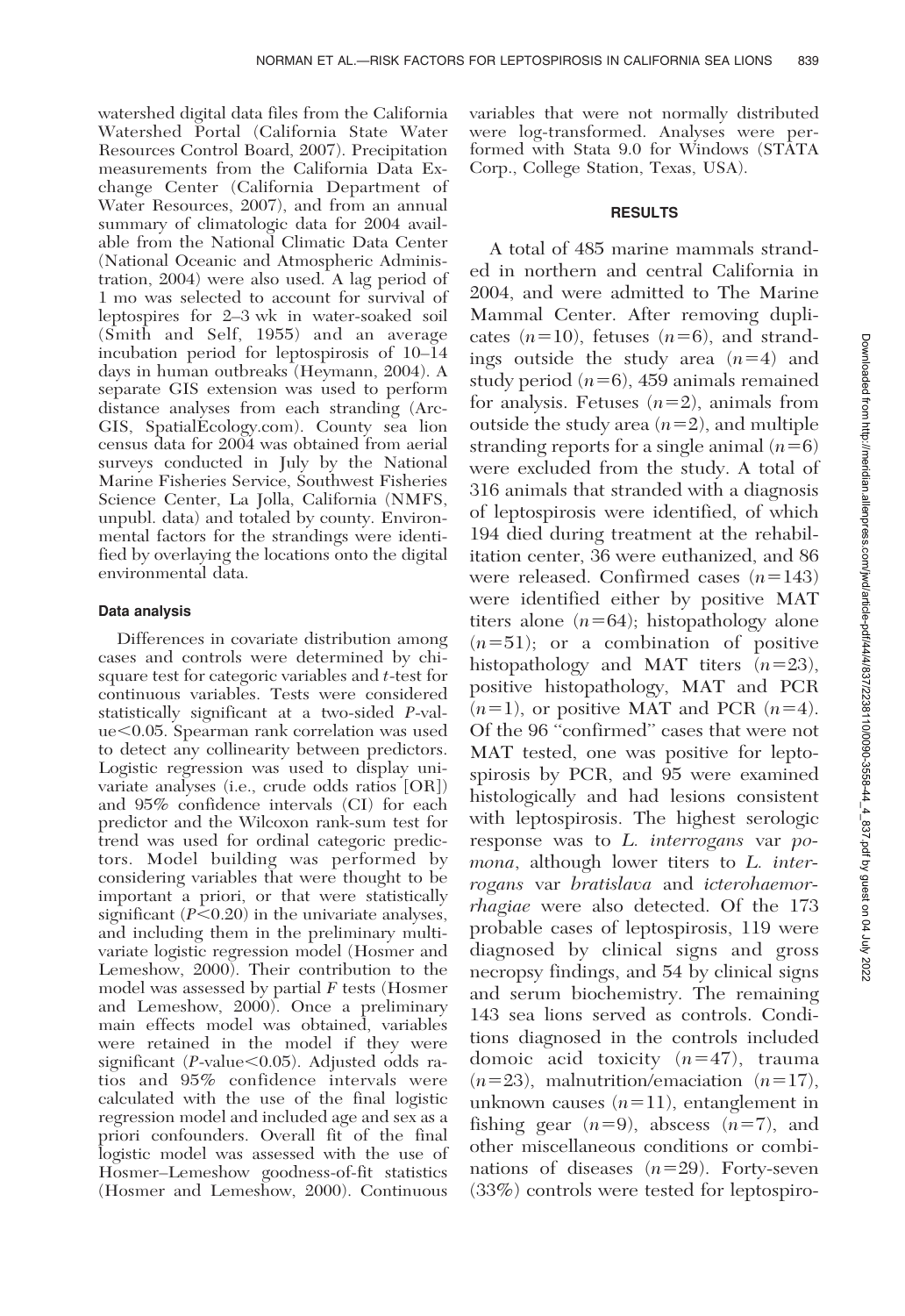watershed digital data files from the California Watershed Portal (California State Water Resources Control Board, 2007). Precipitation measurements from the California Data Exchange Center (California Department of Water Resources, 2007), and from an annual summary of climatologic data for 2004 available from the National Climatic Data Center (National Oceanic and Atmospheric Administration, 2004) were also used. A lag period of 1 mo was selected to account for survival of leptospires for 2–3 wk in water-soaked soil (Smith and Self, 1955) and an average incubation period for leptospirosis of 10–14 days in human outbreaks (Heymann, 2004). A separate GIS extension was used to perform distance analyses from each stranding (ArcGIS, SpatialEcology.com). County sea lion census data for 2004 was obtained from aerial surveys conducted in July by the National Marine Fisheries Service, Southwest Fisheries Science Center, La Jolla, California (NMFS, unpubl. data) and totaled by county. Environmental factors for the strandings were identified by overlaying the locations onto the digital environmental data.

### Data analysis

Differences in covariate distribution among cases and controls were determined by chi-square test for categoric variables and *t*-test for continuous variables. Tests were considered statistically significant at a two-sided *P*-value$<$0.05. Spearman rank correlation was used to detect any collinearity between predictors. Logistic regression was used to display univariate analyses (i.e., crude odds ratios [OR]) and 95% confidence intervals (CI) for each predictor and the Wilcoxon rank-sum test for trend was used for ordinal categoric predictors. Model building was performed by considering variables that were thought to be important a priori, or that were statistically significant ($P<0.20$) in the univariate analyses, and including them in the preliminary multivariate logistic regression model (Hosmer and Lemeshow, 2000). Their contribution to the model was assessed by partial *F* tests (Hosmer and Lemeshow, 2000). Once a preliminary main effects model was obtained, variables were retained in the model if they were significant (*P*-value$<$0.05). Adjusted odds ratios and 95% confidence intervals were calculated with the use of the final logistic regression model and included age and sex as a priori confounders. Overall fit of the final logistic model was assessed with the use of Hosmer–Lemeshow goodness-of-fit statistics (Hosmer and Lemeshow, 2000). Continuous variables that were not normally distributed were log-transformed. Analyses were performed with Stata 9.0 for Windows (STATA Corp., College Station, Texas, USA).

## RESULTS

A total of 485 marine mammals stranded in northern and central California in 2004, and were admitted to The Marine Mammal Center. After removing duplicates ($n=10$), fetuses ($n=6$), and strandings outside the study area ($n=4$) and study period ($n=6$), 459 animals remained for analysis. Fetuses ($n=2$), animals from outside the study area ($n=2$), and multiple stranding reports for a single animal ($n=6$) were excluded from the study. A total of 316 animals that stranded with a diagnosis of leptospirosis were identified, of which 194 died during treatment at the rehabilitation center, 36 were euthanized, and 86 were released. Confirmed cases ($n=143$) were identified either by positive MAT titers alone ($n=64$); histopathology alone ($n=51$); or a combination of positive histopathology and MAT titers ($n=23$), positive histopathology, MAT and PCR ($n=1$), or positive MAT and PCR ($n=4$). Of the 96 "confirmed" cases that were not MAT tested, one was positive for leptospirosis by PCR, and 95 were examined histologically and had lesions consistent with leptospirosis. The highest serologic response was to *L. interrogans* var *pomona*, although lower titers to *L. interrogans* var *bratislava* and *icterohaemorrhagiae* were also detected. Of the 173 probable cases of leptospirosis, 119 were diagnosed by clinical signs and gross necropsy findings, and 54 by clinical signs and serum biochemistry. The remaining 143 sea lions served as controls. Conditions diagnosed in the controls included domoic acid toxicity ($n=47$), trauma ($n=23$), malnutrition/emaciation ($n=17$), unknown causes ($n=11$), entanglement in fishing gear ($n=9$), abscess ($n=7$), and other miscellaneous conditions or combinations of diseases ($n=29$). Forty-seven (33%) controls were tested for leptospiro-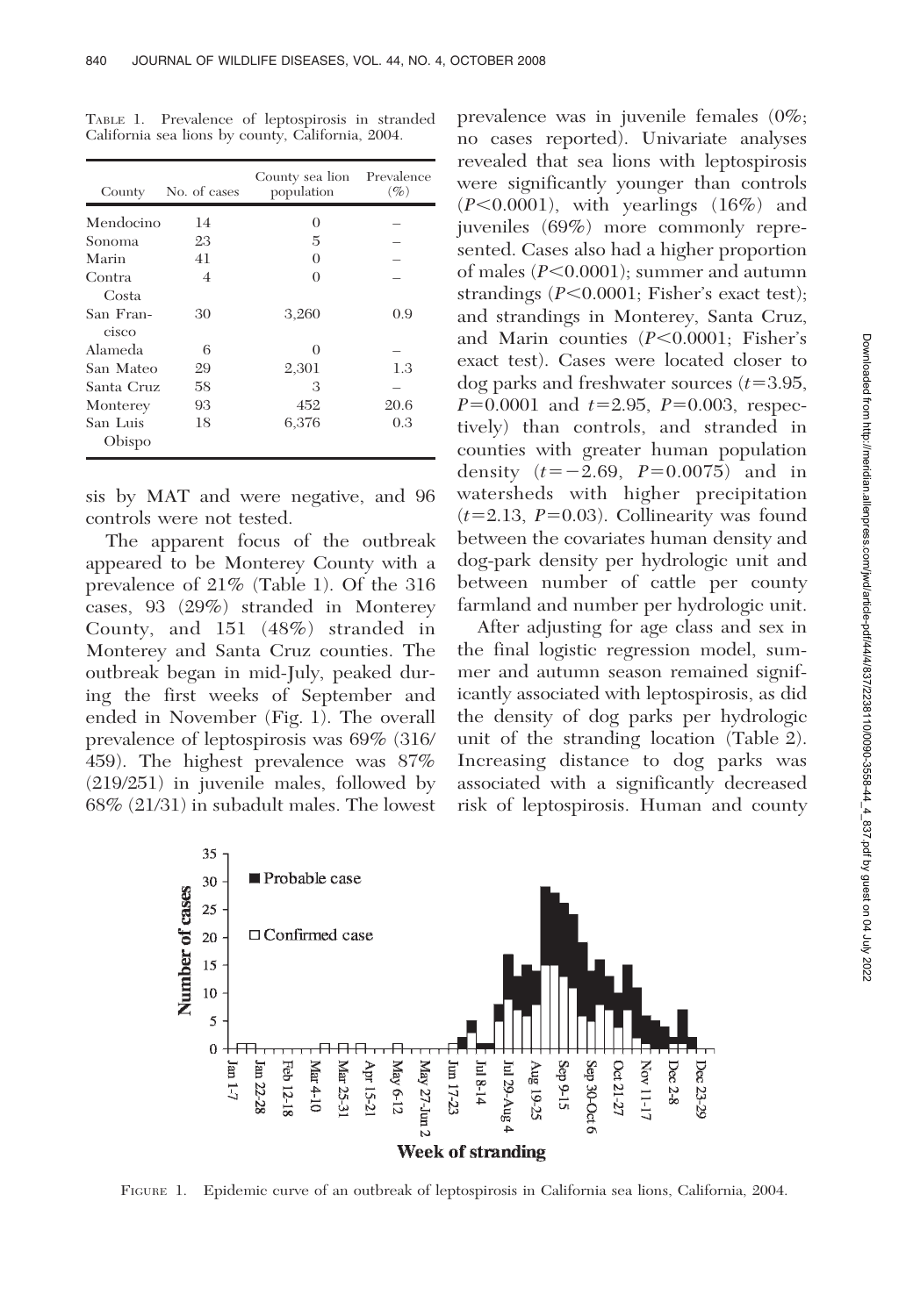TABLE 1. Prevalence of leptospirosis in stranded California sea lions by county, California, 2004.

| County | No. of cases | County sea lion population | Prevalence (%) |
|---|---|---|---|
| Mendocino | 14 | 0 | – |
| Sonoma | 23 | 5 | – |
| Marin | 41 | 0 | – |
| Contra Costa | 4 | 0 | – |
| San Francisco | 30 | 3,260 | 0.9 |
| Alameda | 6 | 0 | – |
| San Mateo | 29 | 2,301 | 1.3 |
| Santa Cruz | 58 | 3 | – |
| Monterey | 93 | 452 | 20.6 |
| San Luis Obispo | 18 | 6,376 | 0.3 |

sis by MAT and were negative, and 96 controls were not tested.

The apparent focus of the outbreak appeared to be Monterey County with a prevalence of 21% (Table 1). Of the 316 cases, 93 (29%) stranded in Monterey County, and 151 (48%) stranded in Monterey and Santa Cruz counties. The outbreak began in mid-July, peaked during the first weeks of September and ended in November (Fig. 1). The overall prevalence of leptospirosis was 69% (316/459). The highest prevalence was 87% (219/251) in juvenile males, followed by 68% (21/31) in subadult males. The lowest prevalence was in juvenile females (0%; no cases reported). Univariate analyses revealed that sea lions with leptospirosis were significantly younger than controls ($P<0.0001$), with yearlings (16%) and juveniles (69%) more commonly represented. Cases also had a higher proportion of males ($P<0.0001$); summer and autumn strandings ($P<0.0001$; Fisher's exact test); and strandings in Monterey, Santa Cruz, and Marin counties ($P<0.0001$; Fisher's exact test). Cases were located closer to dog parks and freshwater sources ($t=3.95$, $P=0.0001$ and $t=2.95$, $P=0.003$, respectively) than controls, and stranded in counties with greater human population density ($t=-2.69$, $P=0.0075$) and in watersheds with higher precipitation ($t=2.13$, $P=0.03$). Collinearity was found between the covariates human density and dog-park density per hydrologic unit and between number of cattle per county farmland and number per hydrologic unit.

After adjusting for age class and sex in the final logistic regression model, summer and autumn season remained significantly associated with leptospirosis, as did the density of dog parks per hydrologic unit of the stranding location (Table 2). Increasing distance to dog parks was associated with a significantly decreased risk of leptospirosis. Human and county

FIGURE 1. Epidemic curve of an outbreak of leptospirosis in California sea lions, California, 2004.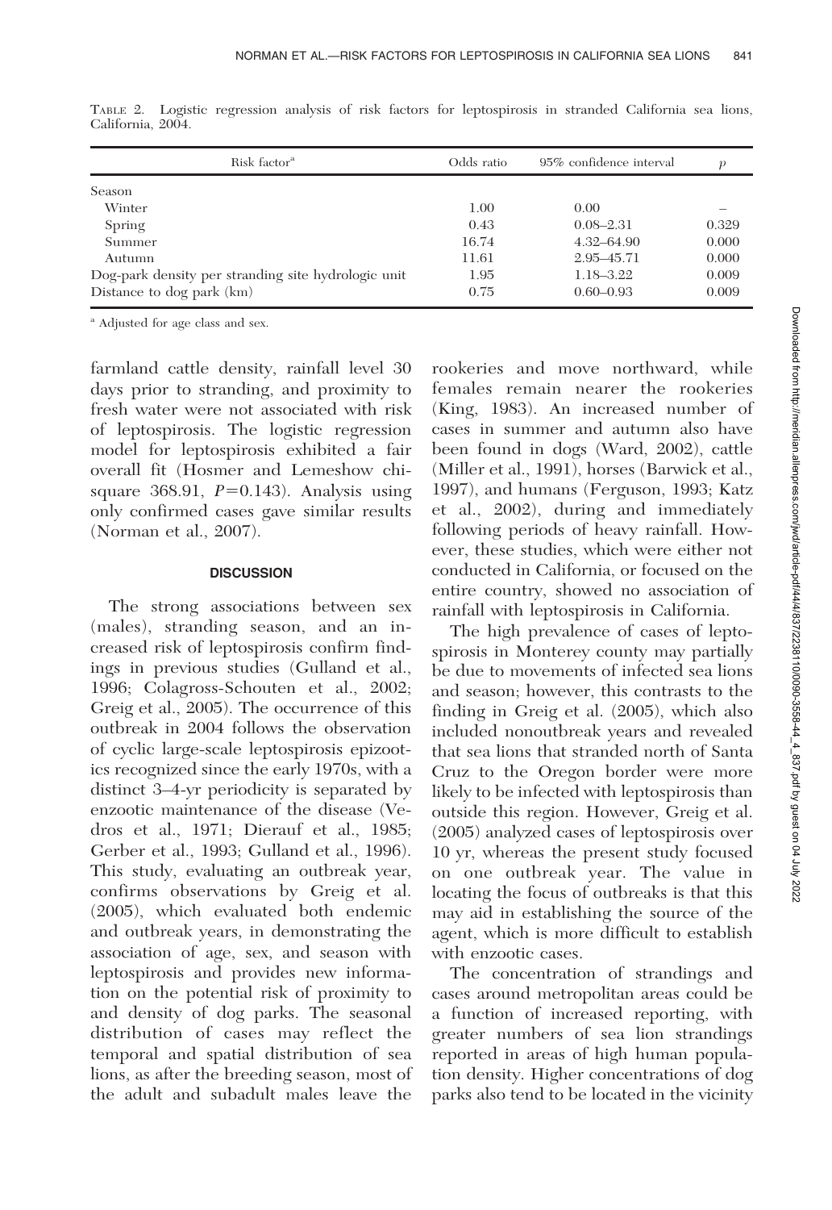TABLE 2. Logistic regression analysis of risk factors for leptospirosis in stranded California sea lions, California, 2004.

| Risk factor[a] | Odds ratio | 95% confidence interval | $p$ |
|---|---|---|---|
| Season | | | |
| Winter | 1.00 | 0.00 | – |
| Spring | 0.43 | 0.08–2.31 | 0.329 |
| Summer | 16.74 | 4.32–64.90 | 0.000 |
| Autumn | 11.61 | 2.95–45.71 | 0.000 |
| Dog-park density per stranding site hydrologic unit | 1.95 | 1.18–3.22 | 0.009 |
| Distance to dog park (km) | 0.75 | 0.60–0.93 | 0.009 |

[a] Adjusted for age class and sex.

farmland cattle density, rainfall level 30 days prior to stranding, and proximity to fresh water were not associated with risk of leptospirosis. The logistic regression model for leptospirosis exhibited a fair overall fit (Hosmer and Lemeshow chi-square 368.91, $P=0.143$). Analysis using only confirmed cases gave similar results (Norman et al., 2007).

## DISCUSSION

The strong associations between sex (males), stranding season, and an increased risk of leptospirosis confirm findings in previous studies (Gulland et al., 1996; Colagross-Schouten et al., 2002; Greig et al., 2005). The occurrence of this outbreak in 2004 follows the observation of cyclic large-scale leptospirosis epizootics recognized since the early 1970s, with a distinct 3–4-yr periodicity is separated by enzootic maintenance of the disease (Vedros et al., 1971; Dierauf et al., 1985; Gerber et al., 1993; Gulland et al., 1996). This study, evaluating an outbreak year, confirms observations by Greig et al. (2005), which evaluated both endemic and outbreak years, in demonstrating the association of age, sex, and season with leptospirosis and provides new information on the potential risk of proximity to and density of dog parks. The seasonal distribution of cases may reflect the temporal and spatial distribution of sea lions, as after the breeding season, most of the adult and subadult males leave the rookeries and move northward, while females remain nearer the rookeries (King, 1983). An increased number of cases in summer and autumn also have been found in dogs (Ward, 2002), cattle (Miller et al., 1991), horses (Barwick et al., 1997), and humans (Ferguson, 1993; Katz et al., 2002), during and immediately following periods of heavy rainfall. However, these studies, which were either not conducted in California, or focused on the entire country, showed no association of rainfall with leptospirosis in California.

The high prevalence of cases of leptospirosis in Monterey county may partially be due to movements of infected sea lions and season; however, this contrasts to the finding in Greig et al. (2005), which also included nonoutbreak years and revealed that sea lions that stranded north of Santa Cruz to the Oregon border were more likely to be infected with leptospirosis than outside this region. However, Greig et al. (2005) analyzed cases of leptospirosis over 10 yr, whereas the present study focused on one outbreak year. The value in locating the focus of outbreaks is that this may aid in establishing the source of the agent, which is more difficult to establish with enzootic cases.

The concentration of strandings and cases around metropolitan areas could be a function of increased reporting, with greater numbers of sea lion strandings reported in areas of high human population density. Higher concentrations of dog parks also tend to be located in the vicinity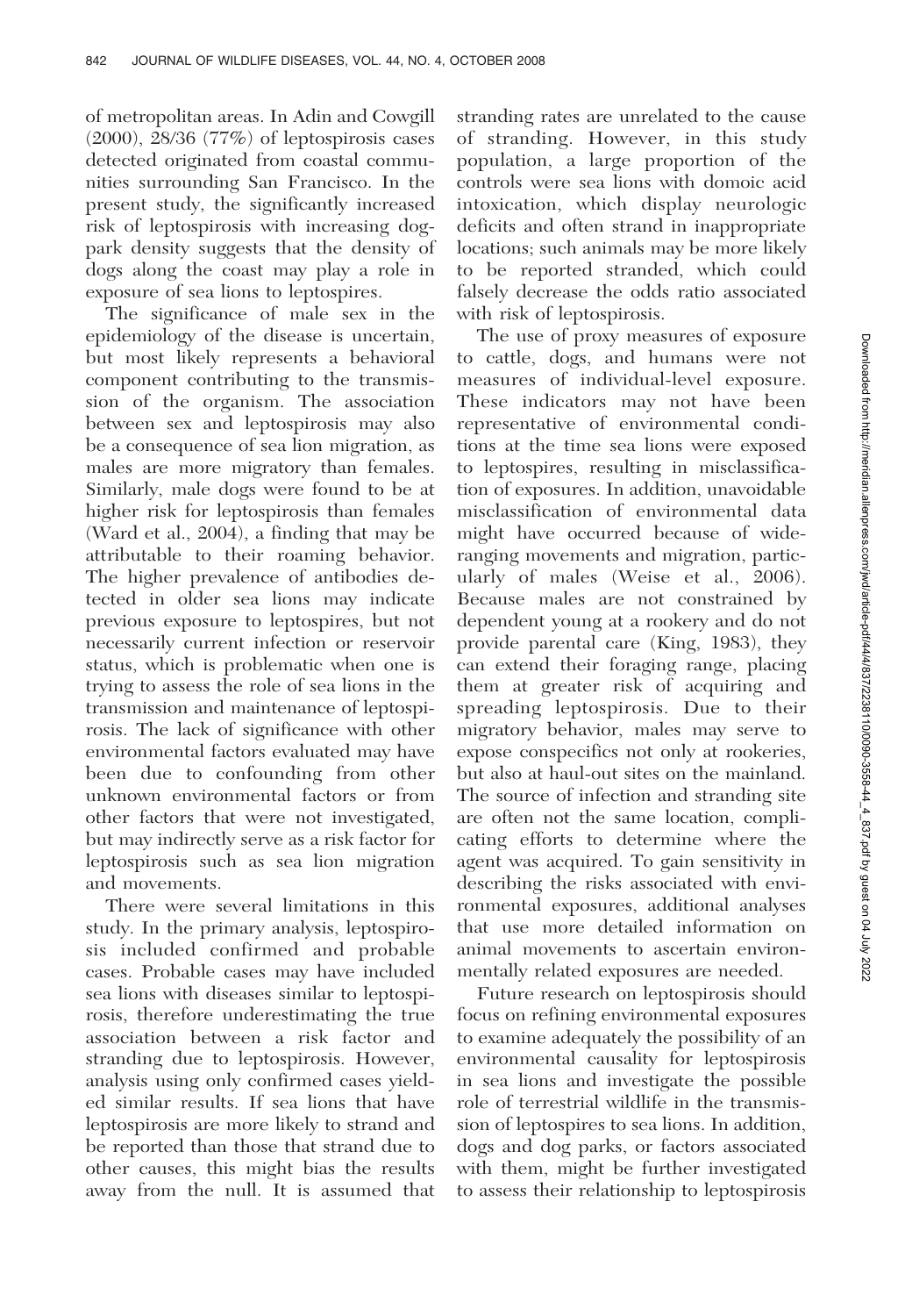of metropolitan areas. In Adin and Cowgill (2000), 28/36 (77%) of leptospirosis cases detected originated from coastal communities surrounding San Francisco. In the present study, the significantly increased risk of leptospirosis with increasing dog-park density suggests that the density of dogs along the coast may play a role in exposure of sea lions to leptospires.

The significance of male sex in the epidemiology of the disease is uncertain, but most likely represents a behavioral component contributing to the transmission of the organism. The association between sex and leptospirosis may also be a consequence of sea lion migration, as males are more migratory than females. Similarly, male dogs were found to be at higher risk for leptospirosis than females (Ward et al., 2004), a finding that may be attributable to their roaming behavior. The higher prevalence of antibodies detected in older sea lions may indicate previous exposure to leptospires, but not necessarily current infection or reservoir status, which is problematic when one is trying to assess the role of sea lions in the transmission and maintenance of leptospirosis. The lack of significance with other environmental factors evaluated may have been due to confounding from other unknown environmental factors or from other factors that were not investigated, but may indirectly serve as a risk factor for leptospirosis such as sea lion migration and movements.

There were several limitations in this study. In the primary analysis, leptospirosis included confirmed and probable cases. Probable cases may have included sea lions with diseases similar to leptospirosis, therefore underestimating the true association between a risk factor and stranding due to leptospirosis. However, analysis using only confirmed cases yielded similar results. If sea lions that have leptospirosis are more likely to strand and be reported than those that strand due to other causes, this might bias the results away from the null. It is assumed that stranding rates are unrelated to the cause of stranding. However, in this study population, a large proportion of the controls were sea lions with domoic acid intoxication, which display neurologic deficits and often strand in inappropriate locations; such animals may be more likely to be reported stranded, which could falsely decrease the odds ratio associated with risk of leptospirosis.

The use of proxy measures of exposure to cattle, dogs, and humans were not measures of individual-level exposure. These indicators may not have been representative of environmental conditions at the time sea lions were exposed to leptospires, resulting in misclassification of exposures. In addition, unavoidable misclassification of environmental data might have occurred because of wide-ranging movements and migration, particularly of males (Weise et al., 2006). Because males are not constrained by dependent young at a rookery and do not provide parental care (King, 1983), they can extend their foraging range, placing them at greater risk of acquiring and spreading leptospirosis. Due to their migratory behavior, males may serve to expose conspecifics not only at rookeries, but also at haul-out sites on the mainland. The source of infection and stranding site are often not the same location, complicating efforts to determine where the agent was acquired. To gain sensitivity in describing the risks associated with environmental exposures, additional analyses that use more detailed information on animal movements to ascertain environmentally related exposures are needed.

Future research on leptospirosis should focus on refining environmental exposures to examine adequately the possibility of an environmental causality for leptospirosis in sea lions and investigate the possible role of terrestrial wildlife in the transmission of leptospires to sea lions. In addition, dogs and dog parks, or factors associated with them, might be further investigated to assess their relationship to leptospirosis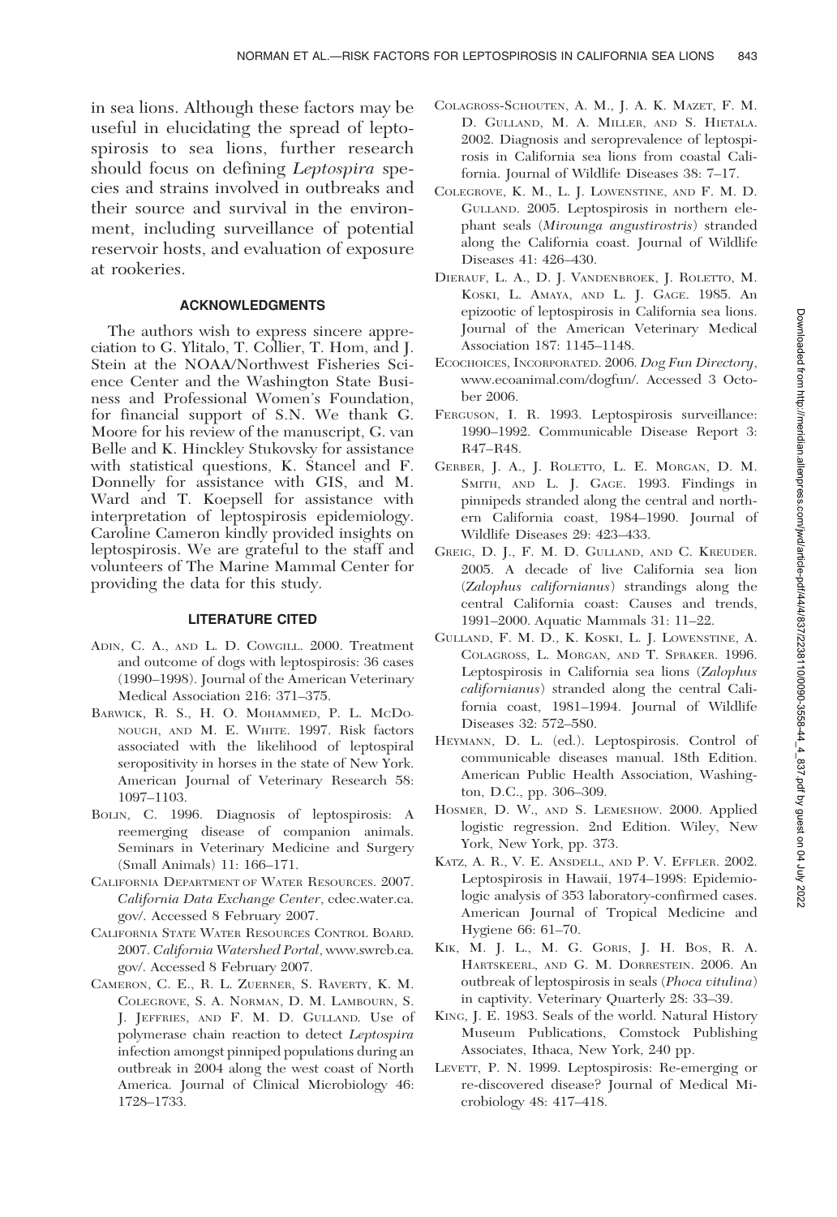in sea lions. Although these factors may be useful in elucidating the spread of leptospirosis to sea lions, further research should focus on defining *Leptospira* species and strains involved in outbreaks and their source and survival in the environment, including surveillance of potential reservoir hosts, and evaluation of exposure at rookeries.

## ACKNOWLEDGMENTS

The authors wish to express sincere appreciation to G. Ylitalo, T. Collier, T. Hom, and J. Stein at the NOAA/Northwest Fisheries Science Center and the Washington State Business and Professional Women's Foundation, for financial support of S.N. We thank G. Moore for his review of the manuscript, G. van Belle and K. Hinckley Stukovsky for assistance with statistical questions, K. Stancel and F. Donnelly for assistance with GIS, and M. Ward and T. Koepsell for assistance with interpretation of leptospirosis epidemiology. Caroline Cameron kindly provided insights on leptospirosis. We are grateful to the staff and volunteers of The Marine Mammal Center for providing the data for this study.

## LITERATURE CITED

ADIN, C. A., AND L. D. COWGILL. 2000. Treatment and outcome of dogs with leptospirosis: 36 cases (1990–1998). Journal of the American Veterinary Medical Association 216: 371–375.

BARWICK, R. S., H. O. MOHAMMED, P. L. MCDONOUGH, AND M. E. WHITE. 1997. Risk factors associated with the likelihood of leptospiral seropositivity in horses in the state of New York. American Journal of Veterinary Research 58: 1097–1103.

BOLIN, C. 1996. Diagnosis of leptospirosis: A reemerging disease of companion animals. Seminars in Veterinary Medicine and Surgery (Small Animals) 11: 166–171.

CALIFORNIA DEPARTMENT OF WATER RESOURCES. 2007. *California Data Exchange Center*, cdec.water.ca.gov/. Accessed 8 February 2007.

CALIFORNIA STATE WATER RESOURCES CONTROL BOARD. 2007. *California Watershed Portal*, www.swrcb.ca.gov/. Accessed 8 February 2007.

CAMERON, C. E., R. L. ZUERNER, S. RAVERTY, K. M. COLEGROVE, S. A. NORMAN, D. M. LAMBOURN, S. J. JEFFRIES, AND F. M. D. GULLAND. Use of polymerase chain reaction to detect *Leptospira* infection amongst pinniped populations during an outbreak in 2004 along the west coast of North America. Journal of Clinical Microbiology 46: 1728–1733.

COLAGROSS-SCHOUTEN, A. M., J. A. K. MAZET, F. M. D. GULLAND, M. A. MILLER, AND S. HIETALA. 2002. Diagnosis and seroprevalence of leptospirosis in California sea lions from coastal California. Journal of Wildlife Diseases 38: 7–17.

COLEGROVE, K. M., L. J. LOWENSTINE, AND F. M. D. GULLAND. 2005. Leptospirosis in northern elephant seals (*Mirounga angustirostris*) stranded along the California coast. Journal of Wildlife Diseases 41: 426–430.

DIERAUF, L. A., D. J. VANDENBROEK, J. ROLETTO, M. KOSKI, L. AMAYA, AND L. J. GAGE. 1985. An epizootic of leptospirosis in California sea lions. Journal of the American Veterinary Medical Association 187: 1145–1148.

ECOCHOICES, INCORPORATED. 2006. *Dog Fun Directory*, www.ecoanimal.com/dogfun/. Accessed 3 October 2006.

FERGUSON, I. R. 1993. Leptospirosis surveillance: 1990–1992. Communicable Disease Report 3: R47–R48.

GERBER, J. A., J. ROLETTO, L. E. MORGAN, D. M. SMITH, AND L. J. GAGE. 1993. Findings in pinnipeds stranded along the central and northern California coast, 1984–1990. Journal of Wildlife Diseases 29: 423–433.

GREIG, D. J., F. M. D. GULLAND, AND C. KREUDER. 2005. A decade of live California sea lion (*Zalophus californianus*) strandings along the central California coast: Causes and trends, 1991–2000. Aquatic Mammals 31: 11–22.

GULLAND, F. M. D., K. KOSKI, L. J. LOWENSTINE, A. COLAGROSS, L. MORGAN, AND T. SPRAKER. 1996. Leptospirosis in California sea lions (*Zalophus californianus*) stranded along the central California coast, 1981–1994. Journal of Wildlife Diseases 32: 572–580.

HEYMANN, D. L. (ed.). Leptospirosis. Control of communicable diseases manual. 18th Edition. American Public Health Association, Washington, D.C., pp. 306–309.

HOSMER, D. W., AND S. LEMESHOW. 2000. Applied logistic regression. 2nd Edition. Wiley, New York, New York, pp. 373.

KATZ, A. R., V. E. ANSDELL, AND P. V. EFFLER. 2002. Leptospirosis in Hawaii, 1974–1998: Epidemiologic analysis of 353 laboratory-confirmed cases. American Journal of Tropical Medicine and Hygiene 66: 61–70.

KIK, M. J. L., M. G. GORIS, J. H. BOS, R. A. HARTSKEERL, AND G. M. DORRESTEIN. 2006. An outbreak of leptospirosis in seals (*Phoca vitulina*) in captivity. Veterinary Quarterly 28: 33–39.

KING, J. E. 1983. Seals of the world. Natural History Museum Publications, Comstock Publishing Associates, Ithaca, New York, 240 pp.

LEVETT, P. N. 1999. Leptospirosis: Re-emerging or re-discovered disease? Journal of Medical Microbiology 48: 417–418.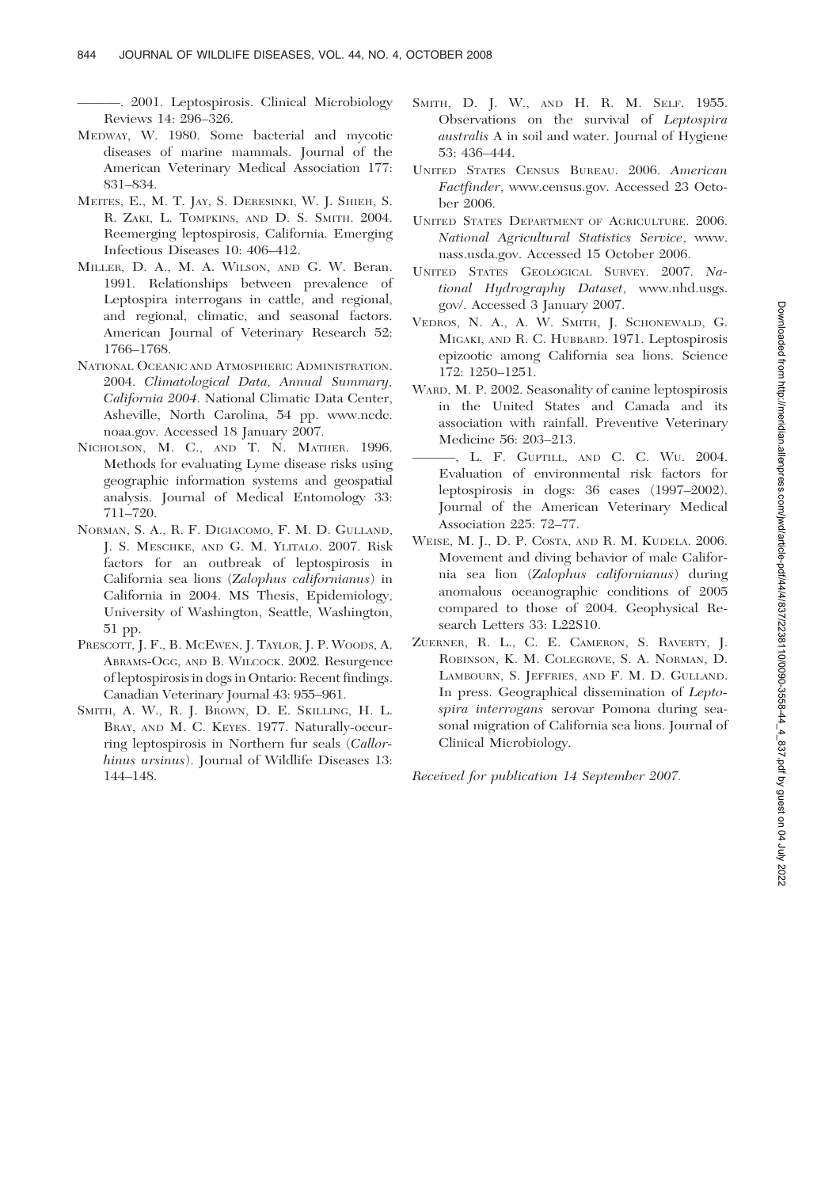———. 2001. Leptospirosis. Clinical Microbiology Reviews 14: 296–326.

MEDWAY, W. 1980. Some bacterial and mycotic diseases of marine mammals. Journal of the American Veterinary Medical Association 177: 831–834.

MEITES, E., M. T. JAY, S. DERESINKI, W. J. SHIEH, S. R. ZAKI, L. TOMPKINS, AND D. S. SMITH. 2004. Reemerging leptospirosis, California. Emerging Infectious Diseases 10: 406–412.

MILLER, D. A., M. A. WILSON, AND G. W. BERAN. 1991. Relationships between prevalence of Leptospira interrogans in cattle, and regional, and regional, climatic, and seasonal factors. American Journal of Veterinary Research 52: 1766–1768.

NATIONAL OCEANIC AND ATMOSPHERIC ADMINISTRATION. 2004. *Climatological Data, Annual Summary, California 2004*. National Climatic Data Center, Asheville, North Carolina, 54 pp. www.ncdc.noaa.gov. Accessed 18 January 2007.

NICHOLSON, M. C., AND T. N. MATHER. 1996. Methods for evaluating Lyme disease risks using geographic information systems and geospatial analysis. Journal of Medical Entomology 33: 711–720.

NORMAN, S. A., R. F. DIGIACOMO, F. M. D. GULLAND, J. S. MESCHKE, AND G. M. YLITALO. 2007. Risk factors for an outbreak of leptospirosis in California sea lions (*Zalophus californianus*) in California in 2004. MS Thesis, Epidemiology, University of Washington, Seattle, Washington, 51 pp.

PRESCOTT, J. F., B. MCEWEN, J. TAYLOR, J. P. WOODS, A. ABRAMS-OGG, AND B. WILCOCK. 2002. Resurgence of leptospirosis in dogs in Ontario: Recent findings. Canadian Veterinary Journal 43: 955–961.

SMITH, A. W., R. J. BROWN, D. E. SKILLING, H. L. BRAY, AND M. C. KEYES. 1977. Naturally-occurring leptospirosis in Northern fur seals (*Callorhinus ursinus*). Journal of Wildlife Diseases 13: 144–148.

SMITH, D. J. W., AND H. R. M. SELF. 1955. Observations on the survival of *Leptospira australis* A in soil and water. Journal of Hygiene 53: 436–444.

UNITED STATES CENSUS BUREAU. 2006. *American Factfinder*, www.census.gov. Accessed 23 October 2006.

UNITED STATES DEPARTMENT OF AGRICULTURE. 2006. *National Agricultural Statistics Service*, www.nass.usda.gov. Accessed 15 October 2006.

UNITED STATES GEOLOGICAL SURVEY. 2007. *National Hydrography Dataset*, www.nhd.usgs.gov/. Accessed 3 January 2007.

VEDROS, N. A., A. W. SMITH, J. SCHONEWALD, G. MIGAKI, AND R. C. HUBBARD. 1971. Leptospirosis epizootic among California sea lions. Science 172: 1250–1251.

WARD, M. P. 2002. Seasonality of canine leptospirosis in the United States and Canada and its association with rainfall. Preventive Veterinary Medicine 56: 203–213.

———, L. F. GUPTILL, AND C. C. WU. 2004. Evaluation of environmental risk factors for leptospirosis in dogs: 36 cases (1997–2002). Journal of the American Veterinary Medical Association 225: 72–77.

WEISE, M. J., D. P. COSTA, AND R. M. KUDELA. 2006. Movement and diving behavior of male California sea lion (*Zalophus californianus*) during anomalous oceanographic conditions of 2005 compared to those of 2004. Geophysical Research Letters 33: L22S10.

ZUERNER, R. L., C. E. CAMERON, S. RAVERTY, J. ROBINSON, K. M. COLEGROVE, S. A. NORMAN, D. LAMBOURN, S. JEFFRIES, AND F. M. D. GULLAND. In press. Geographical dissemination of *Leptospira interrogans* serovar Pomona during seasonal migration of California sea lions. Journal of Clinical Microbiology.

*Received for publication 14 September 2007.*